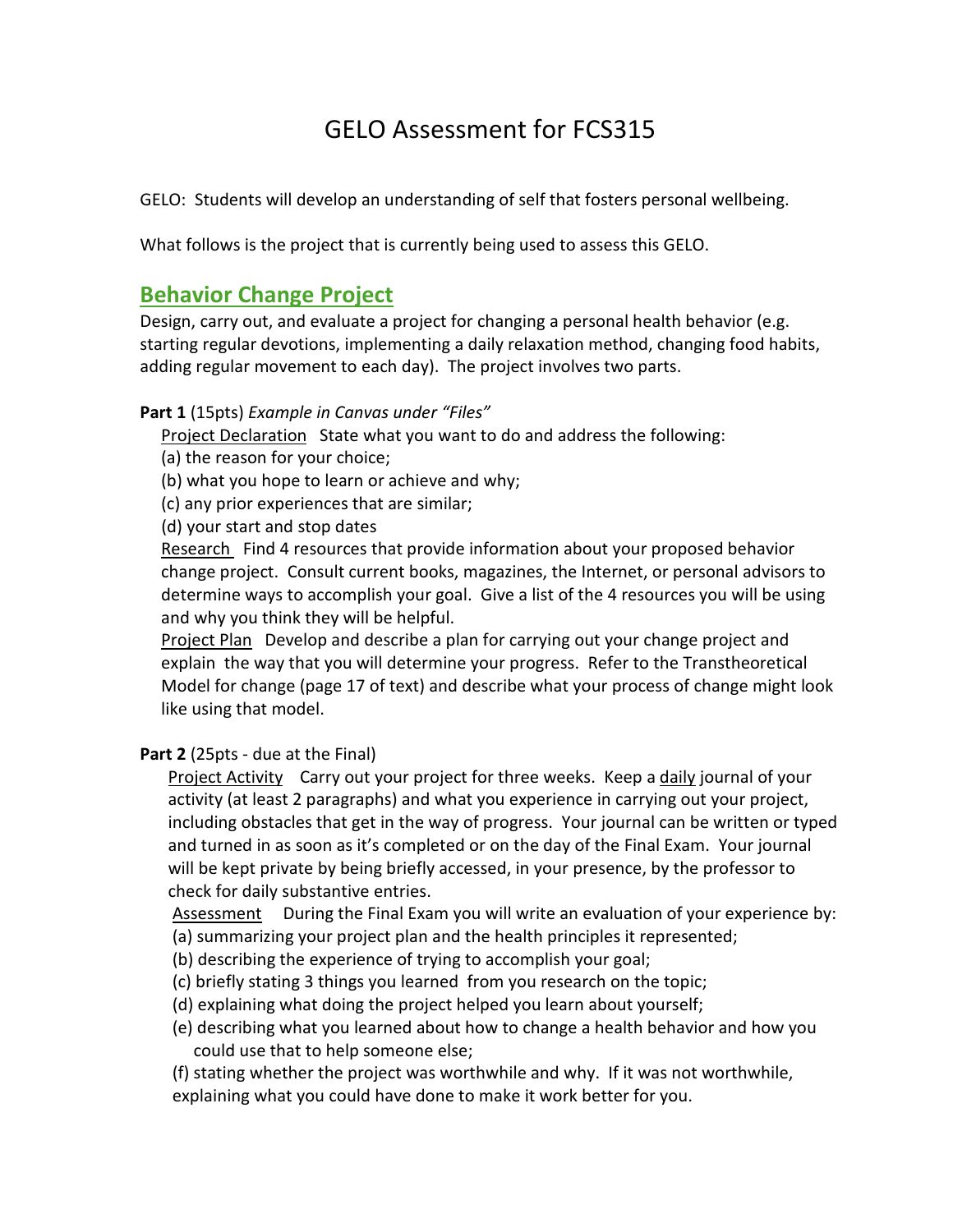# GELO Assessment for FCS315

GELO: Students will develop an understanding of self that fosters personal wellbeing.

What follows is the project that is currently being used to assess this GELO.

## Behavior Change Project

Design, carry out, and evaluate a project for changing a personal health behavior (e.g. starting regular devotions, implementing a daily relaxation method, changing food habits, adding regular movement to each day). The project involves two parts.

**Part 1** (15pts) *Example in Canvas under "Files"*

Project Declaration State what you want to do and address the following:

(a) the reason for your choice;

(b) what you hope to learn or achieve and why;

(c) any prior experiences that are similar;

(d) your start and stop dates

Research Find 4 resources that provide information about your proposed behavior change project. Consult current books, magazines, the Internet, or personal advisors to determine ways to accomplish your goal. Give a list of the 4 resources you will be using and why you think they will be helpful.

Project Plan Develop and describe a plan for carrying out your change project and explain the way that you will determine your progress. Refer to the Transtheoretical Model for change (page 17 of text) and describe what your process of change might look like using that model.

**Part 2** (25pts - due at the Final)

Project Activity Carry out your project for three weeks. Keep a daily journal of your activity (at least 2 paragraphs) and what you experience in carrying out your project, including obstacles that get in the way of progress. Your journal can be written or typed and turned in as soon as it's completed or on the day of the Final Exam. Your journal will be kept private by being briefly accessed, in your presence, by the professor to check for daily substantive entries.

Assessment During the Final Exam you will write an evaluation of your experience by:

(a) summarizing your project plan and the health principles it represented;

(b) describing the experience of trying to accomplish your goal;

(c) briefly stating 3 things you learned from you research on the topic;

(d) explaining what doing the project helped you learn about yourself;

(e) describing what you learned about how to change a health behavior and how you could use that to help someone else;

(f) stating whether the project was worthwhile and why. If it was not worthwhile, explaining what you could have done to make it work better for you.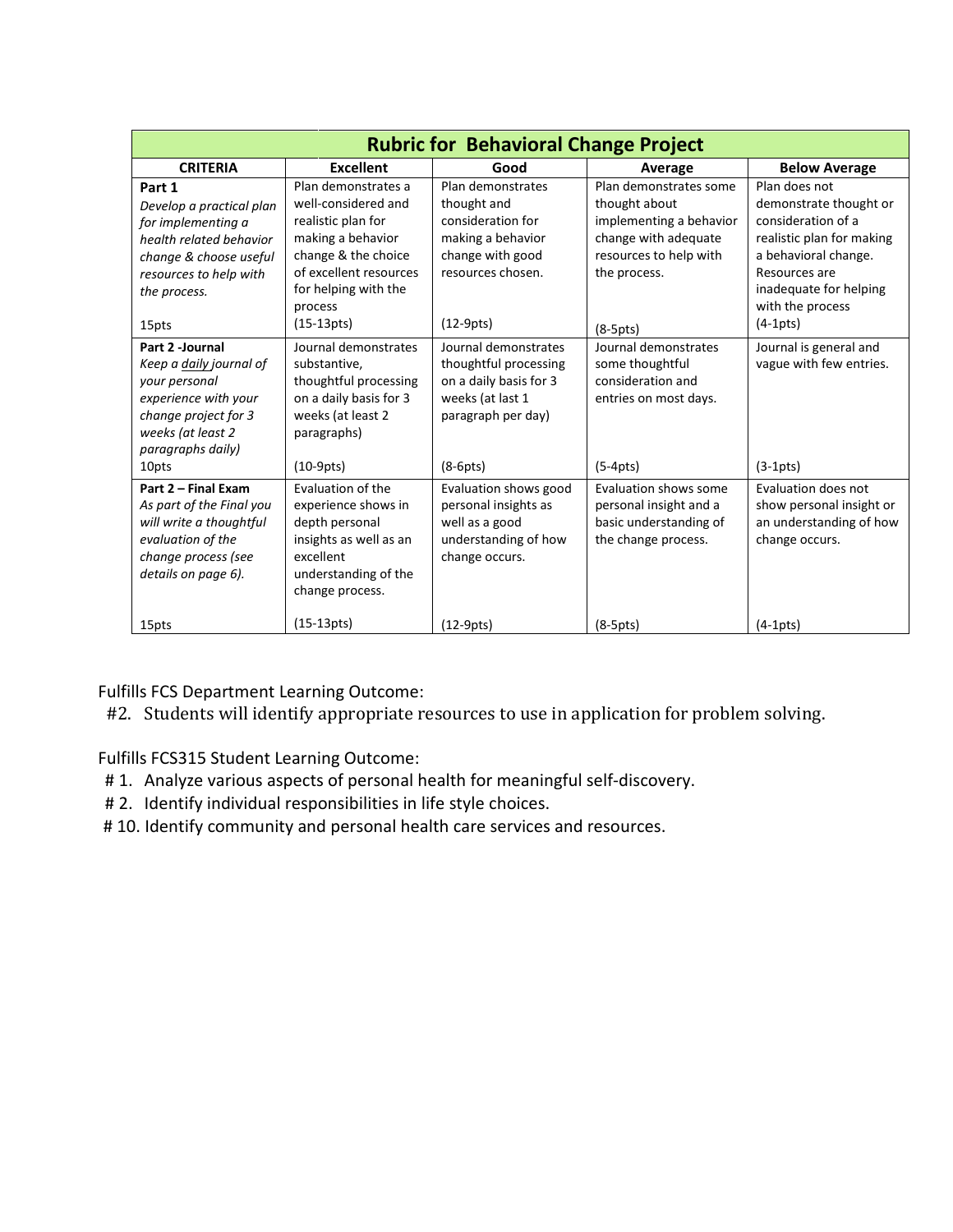| Rubric for Behavioral Change Project | | | | |
|---|---|---|---|---|
| **CRITERIA** | **Excellent** | **Good** | **Average** | **Below Average** |
| **Part 1** *Develop a practical plan for implementing a health related behavior change & choose useful resources to help with the process.* 15pts | Plan demonstrates a well-considered and realistic plan for making a behavior change & the choice of excellent resources for helping with the process (15-13pts) | Plan demonstrates thought and consideration for making a behavior change with good resources chosen. (12-9pts) | Plan demonstrates some thought about implementing a behavior change with adequate resources to help with the process. (8-5pts) | Plan does not demonstrate thought or consideration of a realistic plan for making a behavioral change. Resources are inadequate for helping with the process (4-1pts) |
| **Part 2 -Journal** *Keep a daily journal of your personal experience with your change project for 3 weeks (at least 2 paragraphs daily)* 10pts | Journal demonstrates substantive, thoughtful processing on a daily basis for 3 weeks (at least 2 paragraphs) (10-9pts) | Journal demonstrates thoughtful processing on a daily basis for 3 weeks (at last 1 paragraph per day) (8-6pts) | Journal demonstrates some thoughtful consideration and entries on most days. (5-4pts) | Journal is general and vague with few entries. (3-1pts) |
| **Part 2 – Final Exam** *As part of the Final you will write a thoughtful evaluation of the change process (see details on page 6).* 15pts | Evaluation of the experience shows in depth personal insights as well as an excellent understanding of the change process. (15-13pts) | Evaluation shows good personal insights as well as a good understanding of how change occurs. (12-9pts) | Evaluation shows some personal insight and a basic understanding of the change process. (8-5pts) | Evaluation does not show personal insight or an understanding of how change occurs. (4-1pts) |

Fulfills FCS Department Learning Outcome:

#2. Students will identify appropriate resources to use in application for problem solving.

Fulfills FCS315 Student Learning Outcome:

# 1. Analyze various aspects of personal health for meaningful self-discovery.
# 2. Identify individual responsibilities in life style choices.
# 10. Identify community and personal health care services and resources.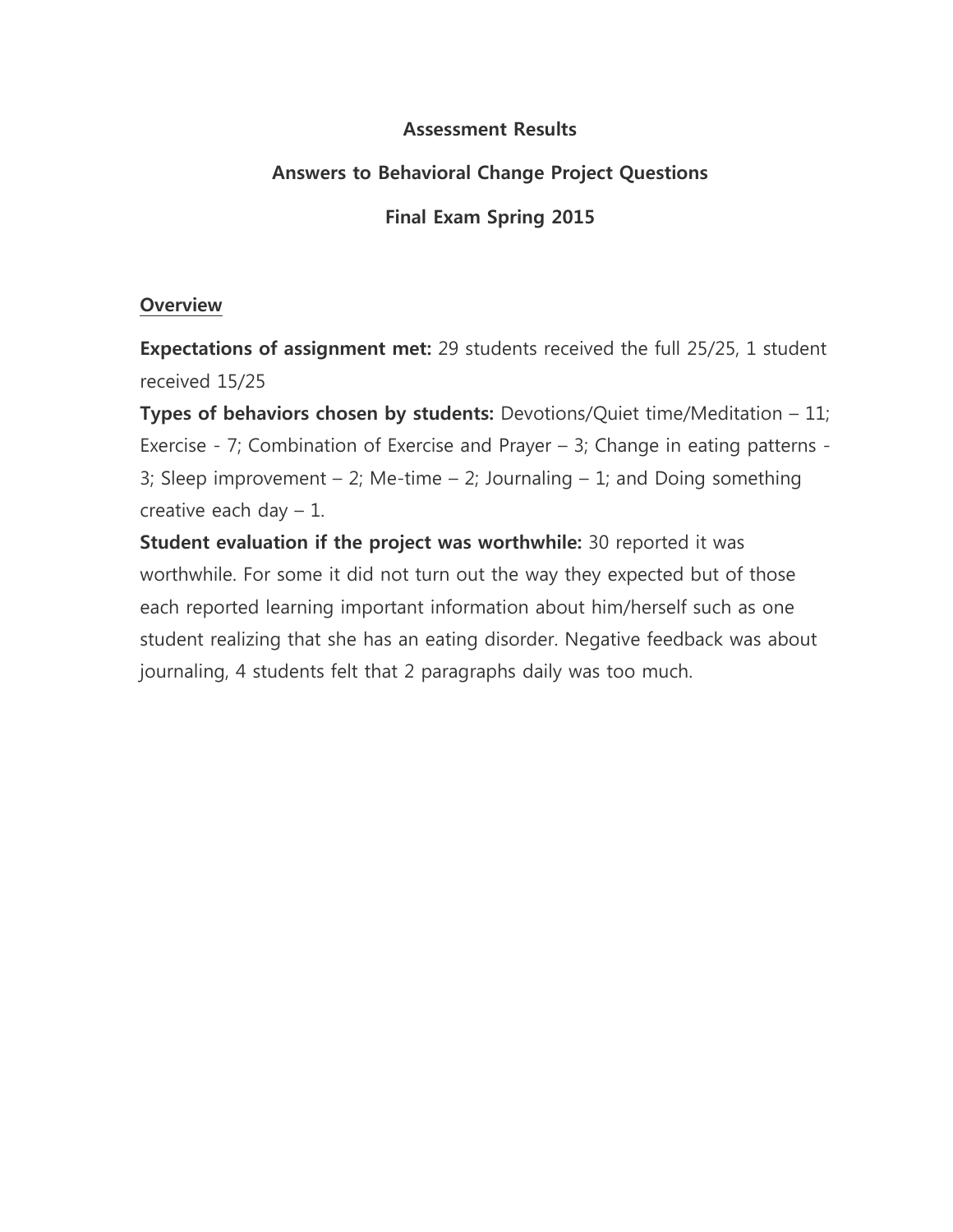**Assessment Results**

**Answers to Behavioral Change Project Questions**

**Final Exam Spring 2015**

__Overview__

**Expectations of assignment met:** 29 students received the full 25/25, 1 student received 15/25

**Types of behaviors chosen by students:** Devotions/Quiet time/Meditation – 11; Exercise - 7; Combination of Exercise and Prayer – 3; Change in eating patterns - 3; Sleep improvement – 2; Me-time – 2; Journaling – 1; and Doing something creative each day – 1.

**Student evaluation if the project was worthwhile:** 30 reported it was worthwhile. For some it did not turn out the way they expected but of those each reported learning important information about him/herself such as one student realizing that she has an eating disorder. Negative feedback was about journaling, 4 students felt that 2 paragraphs daily was too much.